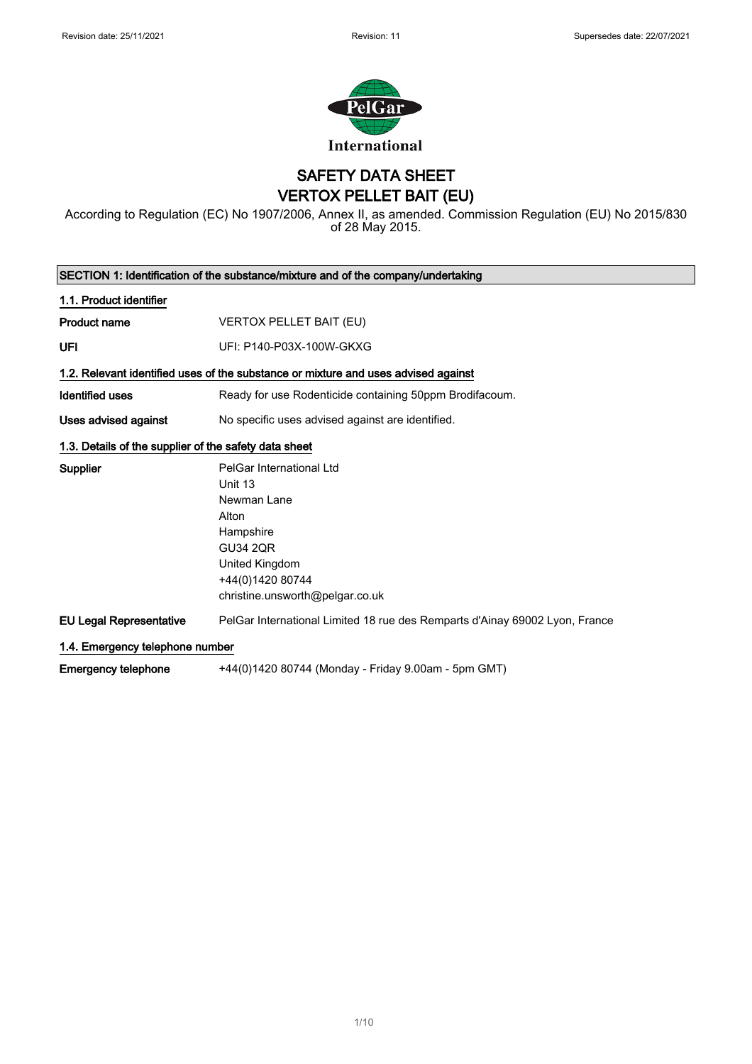# SAFETY DATA SHEET
# VERTOX PELLET BAIT (EU)

According to Regulation (EC) No 1907/2006, Annex II, as amended. Commission Regulation (EU) No 2015/830 of 28 May 2015.

## SECTION 1: Identification of the substance/mixture and of the company/undertaking

### 1.1. Product identifier

**Product name** VERTOX PELLET BAIT (EU)

**UFI** UFI: P140-P03X-100W-GKXG

### 1.2. Relevant identified uses of the substance or mixture and uses advised against

**Identified uses** Ready for use Rodenticide containing 50ppm Brodifacoum.

**Uses advised against** No specific uses advised against are identified.

### 1.3. Details of the supplier of the safety data sheet

**Supplier**
PelGar International Ltd
Unit 13
Newman Lane
Alton
Hampshire
GU34 2QR
United Kingdom
+44(0)1420 80744
christine.unsworth@pelgar.co.uk

**EU Legal Representative** PelGar International Limited 18 rue des Remparts d'Ainay 69002 Lyon, France

### 1.4. Emergency telephone number

**Emergency telephone** +44(0)1420 80744 (Monday - Friday 9.00am - 5pm GMT)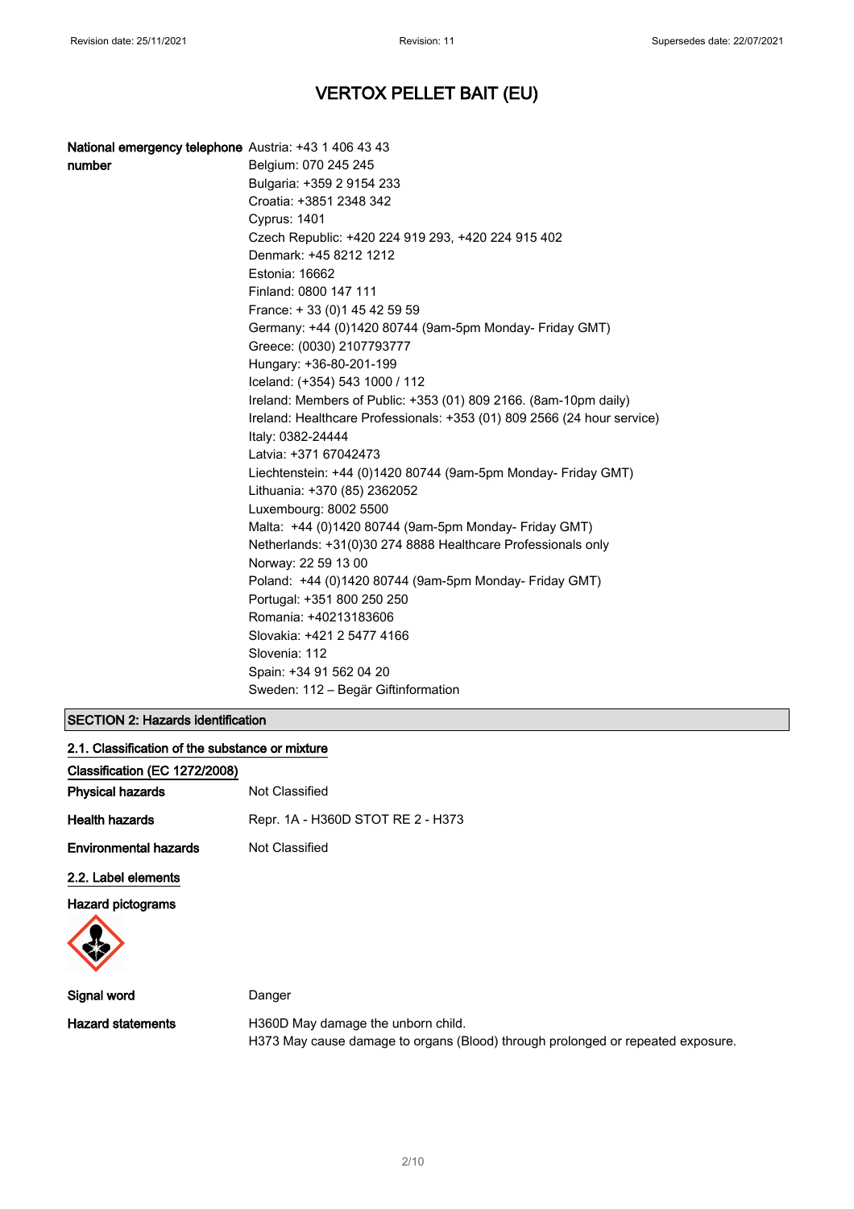# VERTOX PELLET BAIT (EU)

| | |
|---|---|
| **National emergency telephone number** | Austria: +43 1 406 43 43<br>Belgium: 070 245 245<br>Bulgaria: +359 2 9154 233<br>Croatia: +3851 2348 342<br>Cyprus: 1401<br>Czech Republic: +420 224 919 293, +420 224 915 402<br>Denmark: +45 8212 1212<br>Estonia: 16662<br>Finland: 0800 147 111<br>France: + 33 (0)1 45 42 59 59<br>Germany: +44 (0)1420 80744 (9am-5pm Monday- Friday GMT)<br>Greece: (0030) 2107793777<br>Hungary: +36-80-201-199<br>Iceland: (+354) 543 1000 / 112<br>Ireland: Members of Public: +353 (01) 809 2166. (8am-10pm daily)<br>Ireland: Healthcare Professionals: +353 (01) 809 2566 (24 hour service)<br>Italy: 0382-24444<br>Latvia: +371 67042473<br>Liechtenstein: +44 (0)1420 80744 (9am-5pm Monday- Friday GMT)<br>Lithuania: +370 (85) 2362052<br>Luxembourg: 8002 5500<br>Malta: +44 (0)1420 80744 (9am-5pm Monday- Friday GMT)<br>Netherlands: +31(0)30 274 8888 Healthcare Professionals only<br>Norway: 22 59 13 00<br>Poland: +44 (0)1420 80744 (9am-5pm Monday- Friday GMT)<br>Portugal: +351 800 250 250<br>Romania: +40213183606<br>Slovakia: +421 2 5477 4166<br>Slovenia: 112<br>Spain: +34 91 562 04 20<br>Sweden: 112 – Begär Giftinformation |

## SECTION 2: Hazards identification

### 2.1. Classification of the substance or mixture

**Classification (EC 1272/2008)**

| | |
|---|---|
| **Physical hazards** | Not Classified |
| **Health hazards** | Repr. 1A - H360D STOT RE 2 - H373 |
| **Environmental hazards** | Not Classified |

### 2.2. Label elements

**Hazard pictograms**

| | |
|---|---|
| **Signal word** | Danger |
| **Hazard statements** | H360D May damage the unborn child.<br>H373 May cause damage to organs (Blood) through prolonged or repeated exposure. |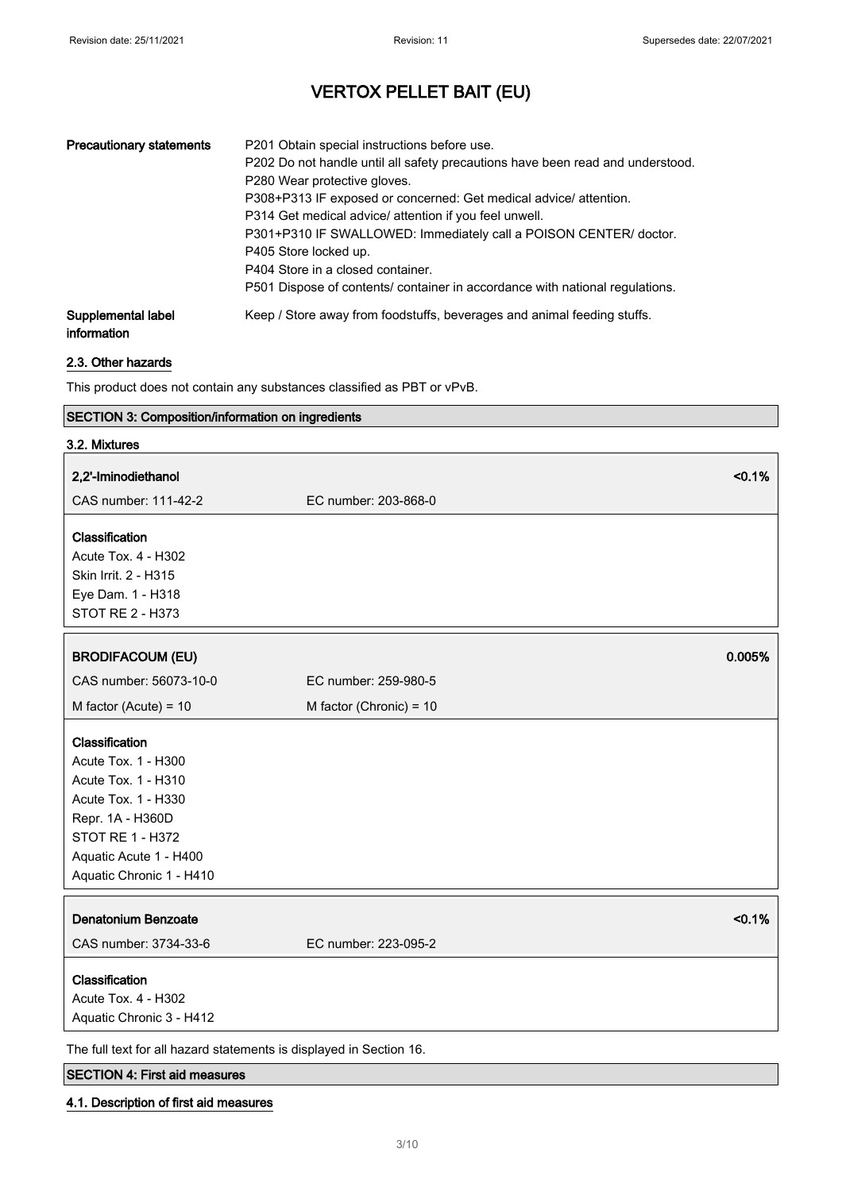| | |
|---|---|
| **Precautionary statements** | P201 Obtain special instructions before use.<br>P202 Do not handle until all safety precautions have been read and understood.<br>P280 Wear protective gloves.<br>P308+P313 IF exposed or concerned: Get medical advice/ attention.<br>P314 Get medical advice/ attention if you feel unwell.<br>P301+P310 IF SWALLOWED: Immediately call a POISON CENTER/ doctor.<br>P405 Store locked up.<br>P404 Store in a closed container.<br>P501 Dispose of contents/ container in accordance with national regulations. |
| **Supplemental label information** | Keep / Store away from foodstuffs, beverages and animal feeding stuffs. |

### 2.3. Other hazards

This product does not contain any substances classified as PBT or vPvB.

## SECTION 3: Composition/information on ingredients

### 3.2. Mixtures

**2,2'-Iminodiethanol** <0.1%

CAS number: 111-42-2 EC number: 203-868-0

**Classification**

Acute Tox. 4 - H302
Skin Irrit. 2 - H315
Eye Dam. 1 - H318
STOT RE 2 - H373

**BRODIFACOUM (EU)** 0.005%

CAS number: 56073-10-0 EC number: 259-980-5

M factor (Acute) = 10 M factor (Chronic) = 10

**Classification**

Acute Tox. 1 - H300
Acute Tox. 1 - H310
Acute Tox. 1 - H330
Repr. 1A - H360D
STOT RE 1 - H372
Aquatic Acute 1 - H400
Aquatic Chronic 1 - H410

**Denatonium Benzoate** <0.1%

CAS number: 3734-33-6 EC number: 223-095-2

**Classification**

Acute Tox. 4 - H302
Aquatic Chronic 3 - H412

The full text for all hazard statements is displayed in Section 16.

## SECTION 4: First aid measures

### 4.1. Description of first aid measures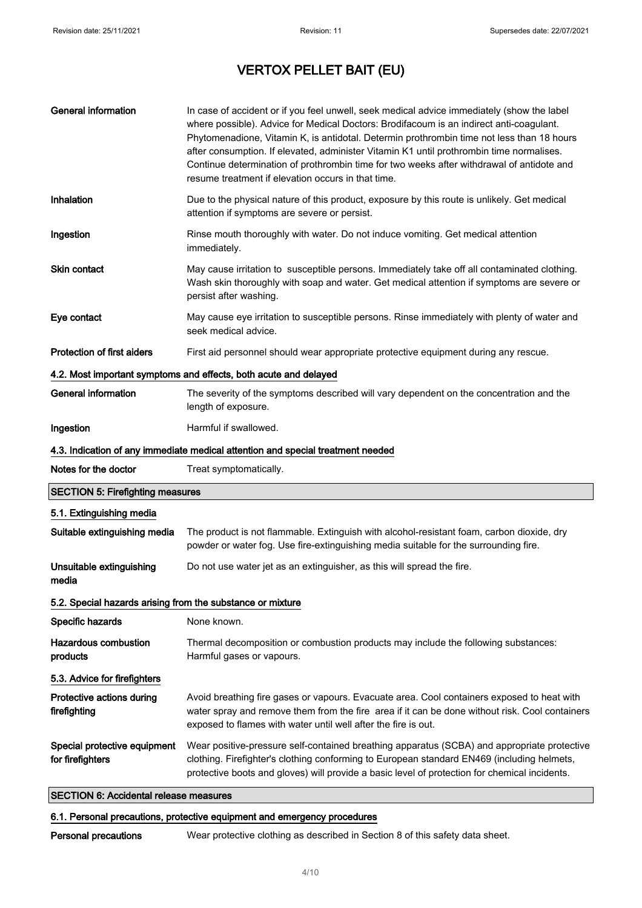| | |
|---|---|
| **General information** | In case of accident or if you feel unwell, seek medical advice immediately (show the label where possible). Advice for Medical Doctors: Brodifacoum is an indirect anti-coagulant. Phytomenadione, Vitamin K, is antidotal. Determin prothrombin time not less than 18 hours after consumption. If elevated, administer Vitamin K1 until prothrombin time normalises. Continue determination of prothrombin time for two weeks after withdrawal of antidote and resume treatment if elevation occurs in that time. |
| **Inhalation** | Due to the physical nature of this product, exposure by this route is unlikely. Get medical attention if symptoms are severe or persist. |
| **Ingestion** | Rinse mouth thoroughly with water. Do not induce vomiting. Get medical attention immediately. |
| **Skin contact** | May cause irritation to susceptible persons. Immediately take off all contaminated clothing. Wash skin thoroughly with soap and water. Get medical attention if symptoms are severe or persist after washing. |
| **Eye contact** | May cause eye irritation to susceptible persons. Rinse immediately with plenty of water and seek medical advice. |
| **Protection of first aiders** | First aid personnel should wear appropriate protective equipment during any rescue. |

### 4.2. Most important symptoms and effects, both acute and delayed

| | |
|---|---|
| **General information** | The severity of the symptoms described will vary dependent on the concentration and the length of exposure. |
| **Ingestion** | Harmful if swallowed. |

### 4.3. Indication of any immediate medical attention and special treatment needed

| | |
|---|---|
| **Notes for the doctor** | Treat symptomatically. |

## SECTION 5: Firefighting measures

### 5.1. Extinguishing media

| | |
|---|---|
| **Suitable extinguishing media** | The product is not flammable. Extinguish with alcohol-resistant foam, carbon dioxide, dry powder or water fog. Use fire-extinguishing media suitable for the surrounding fire. |
| **Unsuitable extinguishing media** | Do not use water jet as an extinguisher, as this will spread the fire. |

### 5.2. Special hazards arising from the substance or mixture

| | |
|---|---|
| **Specific hazards** | None known. |
| **Hazardous combustion products** | Thermal decomposition or combustion products may include the following substances: Harmful gases or vapours. |

### 5.3. Advice for firefighters

| | |
|---|---|
| **Protective actions during firefighting** | Avoid breathing fire gases or vapours. Evacuate area. Cool containers exposed to heat with water spray and remove them from the fire area if it can be done without risk. Cool containers exposed to flames with water until well after the fire is out. |
| **Special protective equipment for firefighters** | Wear positive-pressure self-contained breathing apparatus (SCBA) and appropriate protective clothing. Firefighter's clothing conforming to European standard EN469 (including helmets, protective boots and gloves) will provide a basic level of protection for chemical incidents. |

## SECTION 6: Accidental release measures

### 6.1. Personal precautions, protective equipment and emergency procedures

| | |
|---|---|
| **Personal precautions** | Wear protective clothing as described in Section 8 of this safety data sheet. |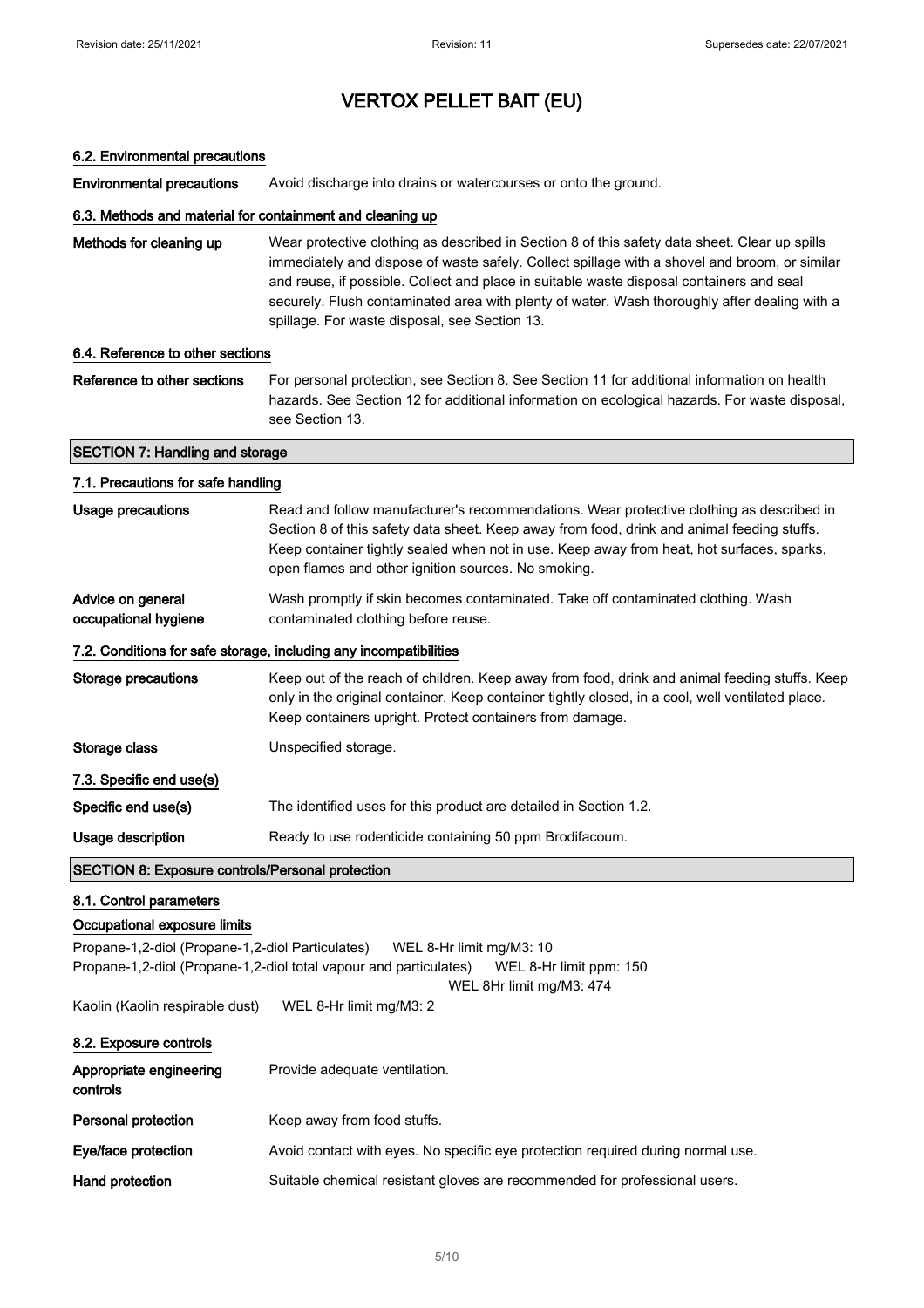# VERTOX PELLET BAIT (EU)

### 6.2. Environmental precautions

| | |
|---|---|
| **Environmental precautions** | Avoid discharge into drains or watercourses or onto the ground. |

### 6.3. Methods and material for containment and cleaning up

| | |
|---|---|
| **Methods for cleaning up** | Wear protective clothing as described in Section 8 of this safety data sheet. Clear up spills immediately and dispose of waste safely. Collect spillage with a shovel and broom, or similar and reuse, if possible. Collect and place in suitable waste disposal containers and seal securely. Flush contaminated area with plenty of water. Wash thoroughly after dealing with a spillage. For waste disposal, see Section 13. |

### 6.4. Reference to other sections

| | |
|---|---|
| **Reference to other sections** | For personal protection, see Section 8. See Section 11 for additional information on health hazards. See Section 12 for additional information on ecological hazards. For waste disposal, see Section 13. |

## SECTION 7: Handling and storage

### 7.1. Precautions for safe handling

| | |
|---|---|
| **Usage precautions** | Read and follow manufacturer's recommendations. Wear protective clothing as described in Section 8 of this safety data sheet. Keep away from food, drink and animal feeding stuffs. Keep container tightly sealed when not in use. Keep away from heat, hot surfaces, sparks, open flames and other ignition sources. No smoking. |
| **Advice on general occupational hygiene** | Wash promptly if skin becomes contaminated. Take off contaminated clothing. Wash contaminated clothing before reuse. |

### 7.2. Conditions for safe storage, including any incompatibilities

| | |
|---|---|
| **Storage precautions** | Keep out of the reach of children. Keep away from food, drink and animal feeding stuffs. Keep only in the original container. Keep container tightly closed, in a cool, well ventilated place. Keep containers upright. Protect containers from damage. |
| **Storage class** | Unspecified storage. |

### 7.3. Specific end use(s)

| | |
|---|---|
| **Specific end use(s)** | The identified uses for this product are detailed in Section 1.2. |
| **Usage description** | Ready to use rodenticide containing 50 ppm Brodifacoum. |

## SECTION 8: Exposure controls/Personal protection

### 8.1. Control parameters

#### Occupational exposure limits

Propane-1,2-diol (Propane-1,2-diol Particulates) WEL 8-Hr limit mg/M3: 10

Propane-1,2-diol (Propane-1,2-diol total vapour and particulates) WEL 8-Hr limit ppm: 150
WEL 8Hr limit mg/M3: 474

Kaolin (Kaolin respirable dust) WEL 8-Hr limit mg/M3: 2

### 8.2. Exposure controls

| | |
|---|---|
| **Appropriate engineering controls** | Provide adequate ventilation. |
| **Personal protection** | Keep away from food stuffs. |
| **Eye/face protection** | Avoid contact with eyes. No specific eye protection required during normal use. |
| **Hand protection** | Suitable chemical resistant gloves are recommended for professional users. |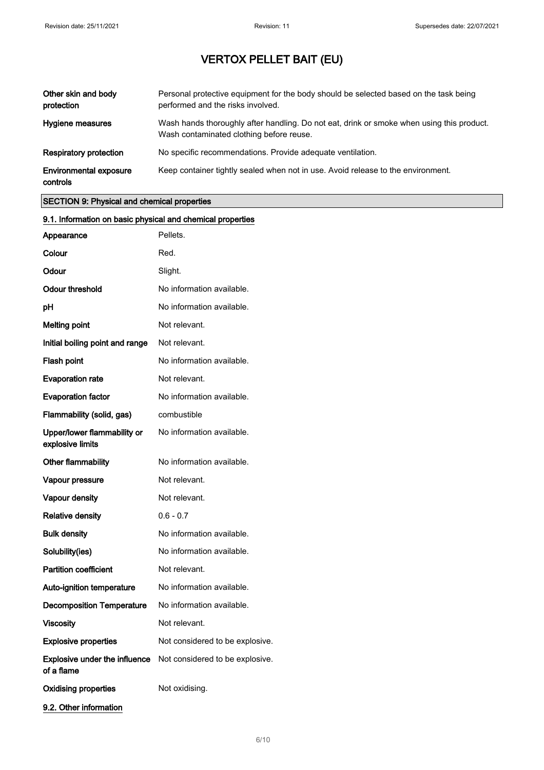| | |
|---|---|
| **Other skin and body protection** | Personal protective equipment for the body should be selected based on the task being performed and the risks involved. |
| **Hygiene measures** | Wash hands thoroughly after handling. Do not eat, drink or smoke when using this product. Wash contaminated clothing before reuse. |
| **Respiratory protection** | No specific recommendations. Provide adequate ventilation. |
| **Environmental exposure controls** | Keep container tightly sealed when not in use. Avoid release to the environment. |

## SECTION 9: Physical and chemical properties

### 9.1. Information on basic physical and chemical properties

| | |
|---|---|
| **Appearance** | Pellets. |
| **Colour** | Red. |
| **Odour** | Slight. |
| **Odour threshold** | No information available. |
| **pH** | No information available. |
| **Melting point** | Not relevant. |
| **Initial boiling point and range** | Not relevant. |
| **Flash point** | No information available. |
| **Evaporation rate** | Not relevant. |
| **Evaporation factor** | No information available. |
| **Flammability (solid, gas)** | combustible |
| **Upper/lower flammability or explosive limits** | No information available. |
| **Other flammability** | No information available. |
| **Vapour pressure** | Not relevant. |
| **Vapour density** | Not relevant. |
| **Relative density** | 0.6 - 0.7 |
| **Bulk density** | No information available. |
| **Solubility(ies)** | No information available. |
| **Partition coefficient** | Not relevant. |
| **Auto-ignition temperature** | No information available. |
| **Decomposition Temperature** | No information available. |
| **Viscosity** | Not relevant. |
| **Explosive properties** | Not considered to be explosive. |
| **Explosive under the influence of a flame** | Not considered to be explosive. |
| **Oxidising properties** | Not oxidising. |

### 9.2. Other information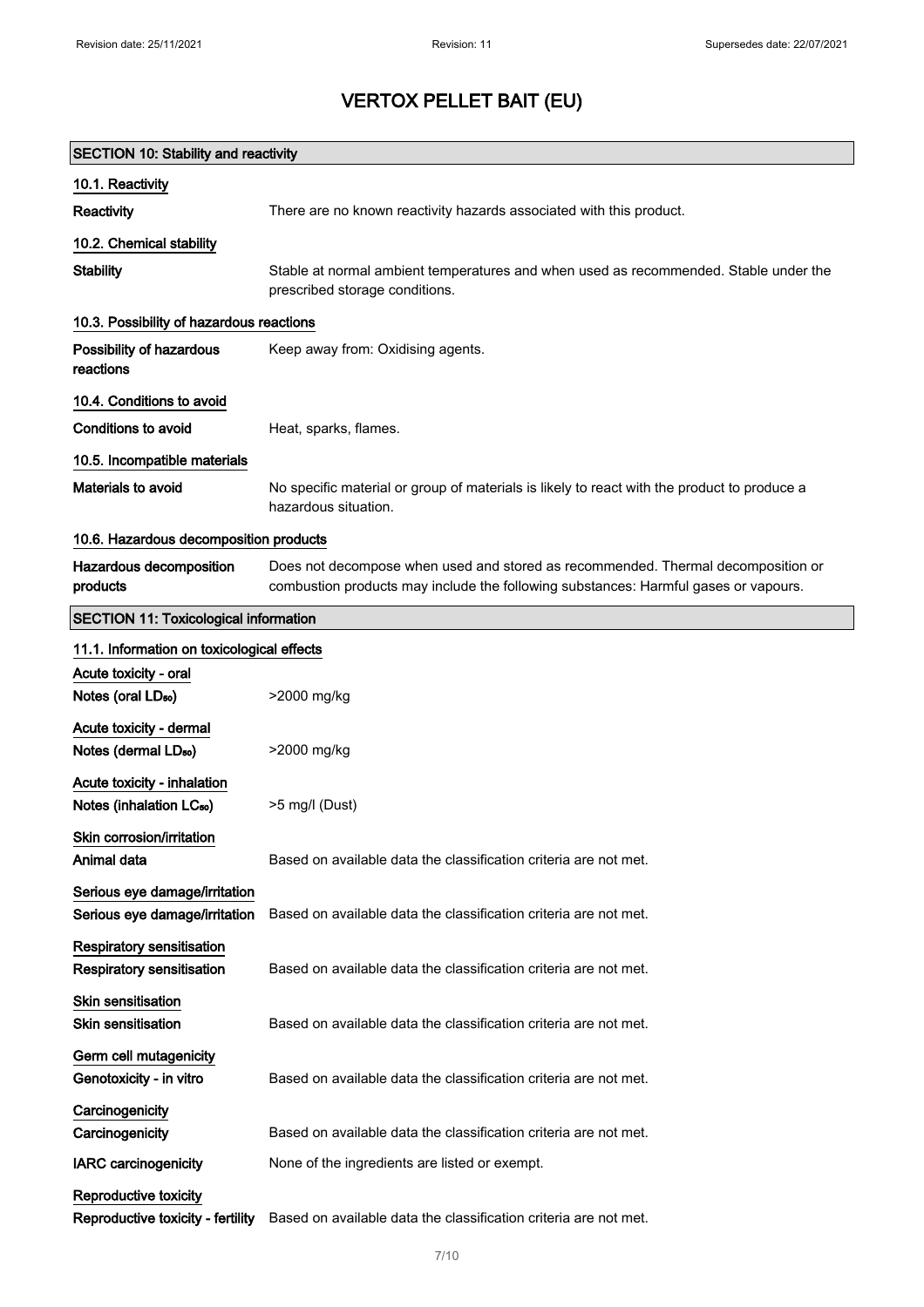# VERTOX PELLET BAIT (EU)

## SECTION 10: Stability and reactivity

### 10.1. Reactivity

| | |
|---|---|
| **Reactivity** | There are no known reactivity hazards associated with this product. |

### 10.2. Chemical stability

| | |
|---|---|
| **Stability** | Stable at normal ambient temperatures and when used as recommended. Stable under the prescribed storage conditions. |

### 10.3. Possibility of hazardous reactions

| | |
|---|---|
| **Possibility of hazardous reactions** | Keep away from: Oxidising agents. |

### 10.4. Conditions to avoid

| | |
|---|---|
| **Conditions to avoid** | Heat, sparks, flames. |

### 10.5. Incompatible materials

| | |
|---|---|
| **Materials to avoid** | No specific material or group of materials is likely to react with the product to produce a hazardous situation. |

### 10.6. Hazardous decomposition products

| | |
|---|---|
| **Hazardous decomposition products** | Does not decompose when used and stored as recommended. Thermal decomposition or combustion products may include the following substances: Harmful gases or vapours. |

## SECTION 11: Toxicological information

### 11.1. Information on toxicological effects

**Acute toxicity - oral**

| | |
|---|---|
| **Notes (oral $LD_{50}$)** | >2000 mg/kg |

**Acute toxicity - dermal**

| | |
|---|---|
| **Notes (dermal $LD_{50}$)** | >2000 mg/kg |

**Acute toxicity - inhalation**

| | |
|---|---|
| **Notes (inhalation $LC_{50}$)** | >5 mg/l (Dust) |

**Skin corrosion/irritation**

| | |
|---|---|
| **Animal data** | Based on available data the classification criteria are not met. |

**Serious eye damage/irritation**

| | |
|---|---|
| **Serious eye damage/irritation** | Based on available data the classification criteria are not met. |

**Respiratory sensitisation**

| | |
|---|---|
| **Respiratory sensitisation** | Based on available data the classification criteria are not met. |

**Skin sensitisation**

| | |
|---|---|
| **Skin sensitisation** | Based on available data the classification criteria are not met. |

**Germ cell mutagenicity**

| | |
|---|---|
| **Genotoxicity - in vitro** | Based on available data the classification criteria are not met. |

**Carcinogenicity**

| | |
|---|---|
| **Carcinogenicity** | Based on available data the classification criteria are not met. |
| **IARC carcinogenicity** | None of the ingredients are listed or exempt. |

**Reproductive toxicity**

| | |
|---|---|
| **Reproductive toxicity - fertility** | Based on available data the classification criteria are not met. |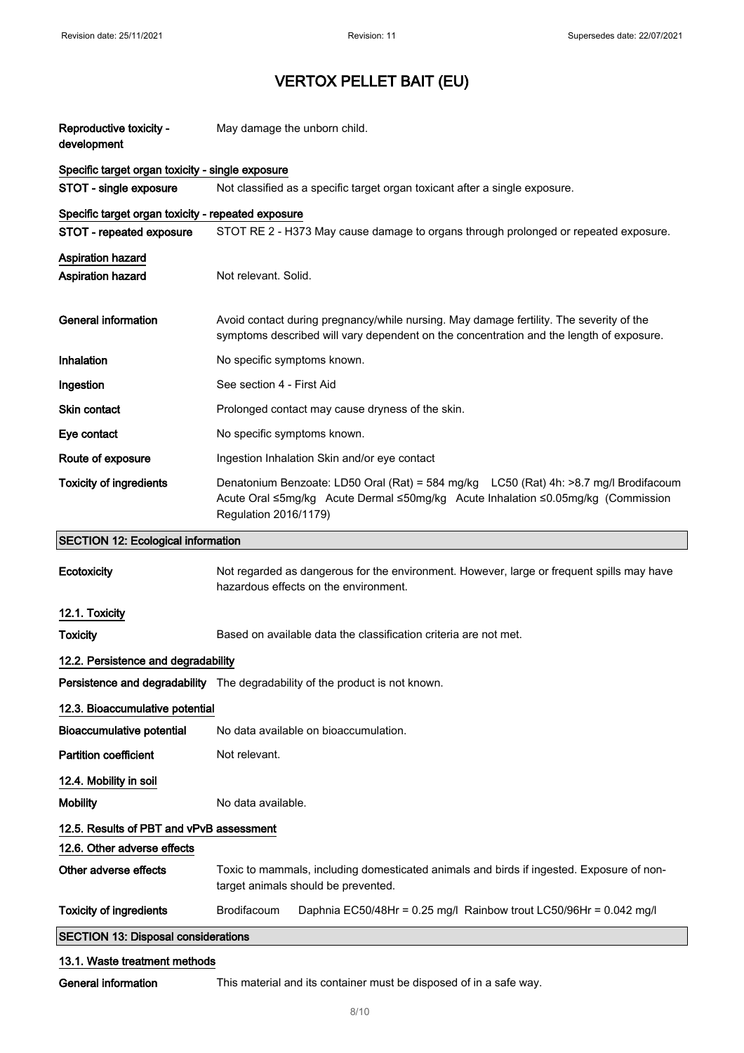| | |
|---|---|
| **Reproductive toxicity - development** | May damage the unborn child. |

**Specific target organ toxicity - single exposure**

| | |
|---|---|
| **STOT - single exposure** | Not classified as a specific target organ toxicant after a single exposure. |

**Specific target organ toxicity - repeated exposure**

| | |
|---|---|
| **STOT - repeated exposure** | STOT RE 2 - H373 May cause damage to organs through prolonged or repeated exposure. |

**Aspiration hazard**

| | |
|---|---|
| **Aspiration hazard** | Not relevant. Solid. |
| **General information** | Avoid contact during pregnancy/while nursing. May damage fertility. The severity of the symptoms described will vary dependent on the concentration and the length of exposure. |
| **Inhalation** | No specific symptoms known. |
| **Ingestion** | See section 4 - First Aid |
| **Skin contact** | Prolonged contact may cause dryness of the skin. |
| **Eye contact** | No specific symptoms known. |
| **Route of exposure** | Ingestion Inhalation Skin and/or eye contact |
| **Toxicity of ingredients** | Denatonium Benzoate: LD50 Oral (Rat) = 584 mg/kg LC50 (Rat) 4h: >8.7 mg/l Brodifacoum Acute Oral ≤5mg/kg Acute Dermal ≤50mg/kg Acute Inhalation ≤0.05mg/kg (Commission Regulation 2016/1179) |

## SECTION 12: Ecological information

| | |
|---|---|
| **Ecotoxicity** | Not regarded as dangerous for the environment. However, large or frequent spills may have hazardous effects on the environment. |

### 12.1. Toxicity

| | |
|---|---|
| **Toxicity** | Based on available data the classification criteria are not met. |

### 12.2. Persistence and degradability

| | |
|---|---|
| **Persistence and degradability** | The degradability of the product is not known. |

### 12.3. Bioaccumulative potential

| | |
|---|---|
| **Bioaccumulative potential** | No data available on bioaccumulation. |
| **Partition coefficient** | Not relevant. |

### 12.4. Mobility in soil

| | |
|---|---|
| **Mobility** | No data available. |

### 12.5. Results of PBT and vPvB assessment

### 12.6. Other adverse effects

| | |
|---|---|
| **Other adverse effects** | Toxic to mammals, including domesticated animals and birds if ingested. Exposure of non-target animals should be prevented. |
| **Toxicity of ingredients** | Brodifacoum Daphnia EC50/48Hr = 0.25 mg/l Rainbow trout LC50/96Hr = 0.042 mg/l |

## SECTION 13: Disposal considerations

### 13.1. Waste treatment methods

| | |
|---|---|
| **General information** | This material and its container must be disposed of in a safe way. |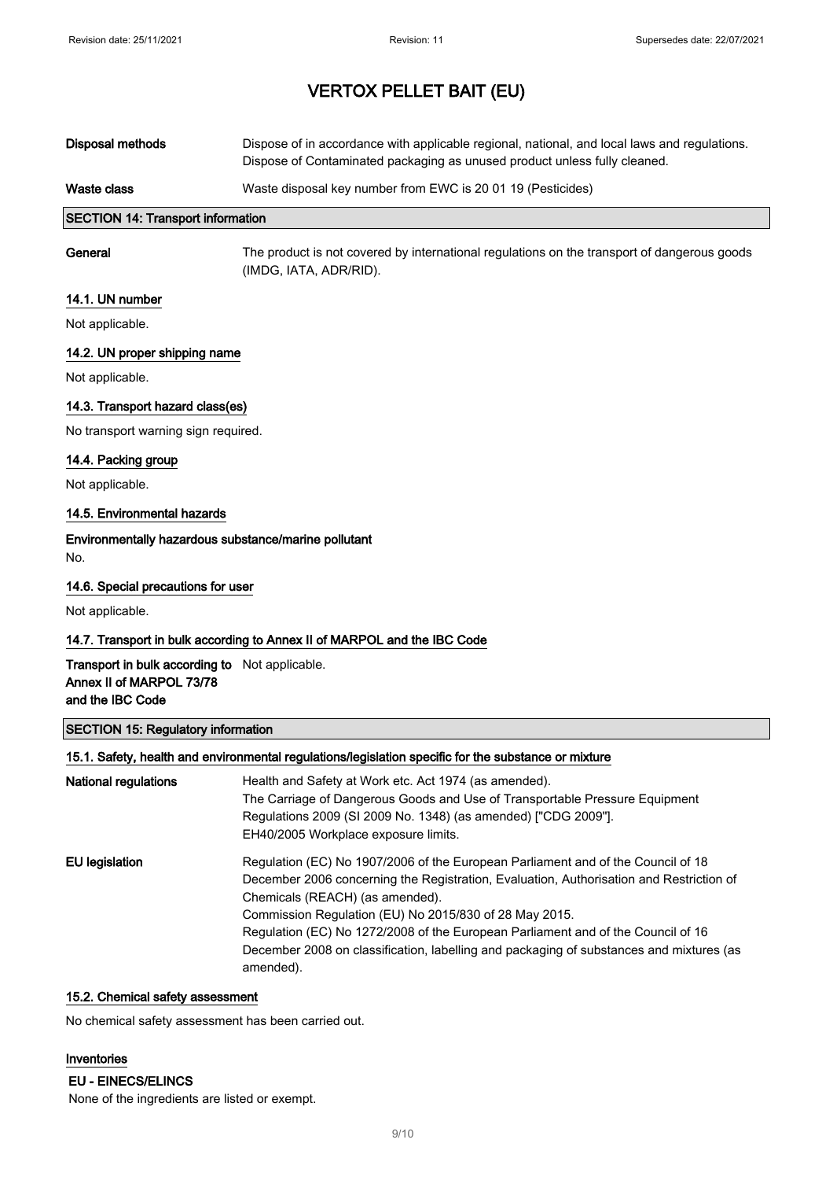# VERTOX PELLET BAIT (EU)

| | |
|---|---|
| **Disposal methods** | Dispose of in accordance with applicable regional, national, and local laws and regulations. Dispose of Contaminated packaging as unused product unless fully cleaned. |
| **Waste class** | Waste disposal key number from EWC is 20 01 19 (Pesticides) |

## SECTION 14: Transport information

**General** The product is not covered by international regulations on the transport of dangerous goods (IMDG, IATA, ADR/RID).

### 14.1. UN number

Not applicable.

### 14.2. UN proper shipping name

Not applicable.

### 14.3. Transport hazard class(es)

No transport warning sign required.

### 14.4. Packing group

Not applicable.

### 14.5. Environmental hazards

**Environmentally hazardous substance/marine pollutant**

No.

### 14.6. Special precautions for user

Not applicable.

### 14.7. Transport in bulk according to Annex II of MARPOL and the IBC Code

**Transport in bulk according to Annex II of MARPOL 73/78 and the IBC Code** Not applicable.

## SECTION 15: Regulatory information

### 15.1. Safety, health and environmental regulations/legislation specific for the substance or mixture

**National regulations**

Health and Safety at Work etc. Act 1974 (as amended).
The Carriage of Dangerous Goods and Use of Transportable Pressure Equipment Regulations 2009 (SI 2009 No. 1348) (as amended) ["CDG 2009"].
EH40/2005 Workplace exposure limits.

**EU legislation**

Regulation (EC) No 1907/2006 of the European Parliament and of the Council of 18 December 2006 concerning the Registration, Evaluation, Authorisation and Restriction of Chemicals (REACH) (as amended).
Commission Regulation (EU) No 2015/830 of 28 May 2015.
Regulation (EC) No 1272/2008 of the European Parliament and of the Council of 16 December 2008 on classification, labelling and packaging of substances and mixtures (as amended).

### 15.2. Chemical safety assessment

No chemical safety assessment has been carried out.

### Inventories

**EU - EINECS/ELINCS**

None of the ingredients are listed or exempt.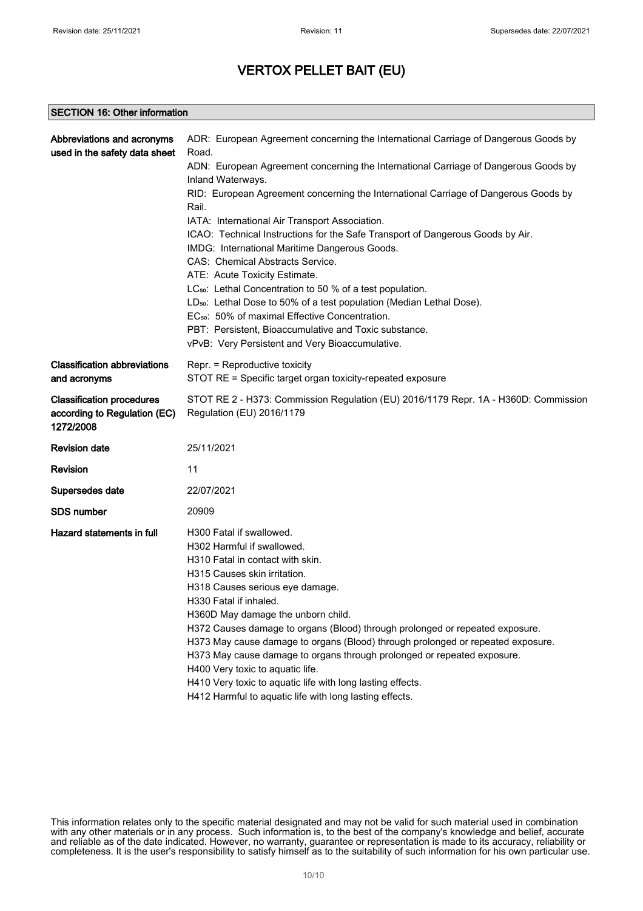# VERTOX PELLET BAIT (EU)

## SECTION 16: Other information

| | |
|---|---|
| **Abbreviations and acronyms used in the safety data sheet** | ADR: European Agreement concerning the International Carriage of Dangerous Goods by Road.<br>ADN: European Agreement concerning the International Carriage of Dangerous Goods by Inland Waterways.<br>RID: European Agreement concerning the International Carriage of Dangerous Goods by Rail.<br>IATA: International Air Transport Association.<br>ICAO: Technical Instructions for the Safe Transport of Dangerous Goods by Air.<br>IMDG: International Maritime Dangerous Goods.<br>CAS: Chemical Abstracts Service.<br>ATE: Acute Toxicity Estimate.<br>$LC_{50}$: Lethal Concentration to 50 % of a test population.<br>$LD_{50}$: Lethal Dose to 50% of a test population (Median Lethal Dose).<br>$EC_{50}$: 50% of maximal Effective Concentration.<br>PBT: Persistent, Bioaccumulative and Toxic substance.<br>vPvB: Very Persistent and Very Bioaccumulative. |
| **Classification abbreviations and acronyms** | Repr. = Reproductive toxicity<br>STOT RE = Specific target organ toxicity-repeated exposure |
| **Classification procedures according to Regulation (EC) 1272/2008** | STOT RE 2 - H373: Commission Regulation (EU) 2016/1179 Repr. 1A - H360D: Commission Regulation (EU) 2016/1179 |
| **Revision date** | 25/11/2021 |
| **Revision** | 11 |
| **Supersedes date** | 22/07/2021 |
| **SDS number** | 20909 |
| **Hazard statements in full** | H300 Fatal if swallowed.<br>H302 Harmful if swallowed.<br>H310 Fatal in contact with skin.<br>H315 Causes skin irritation.<br>H318 Causes serious eye damage.<br>H330 Fatal if inhaled.<br>H360D May damage the unborn child.<br>H372 Causes damage to organs (Blood) through prolonged or repeated exposure.<br>H373 May cause damage to organs (Blood) through prolonged or repeated exposure.<br>H373 May cause damage to organs through prolonged or repeated exposure.<br>H400 Very toxic to aquatic life.<br>H410 Very toxic to aquatic life with long lasting effects.<br>H412 Harmful to aquatic life with long lasting effects. |

This information relates only to the specific material designated and may not be valid for such material used in combination with any other materials or in any process. Such information is, to the best of the company's knowledge and belief, accurate and reliable as of the date indicated. However, no warranty, guarantee or representation is made to its accuracy, reliability or completeness. It is the user's responsibility to satisfy himself as to the suitability of such information for his own particular use.